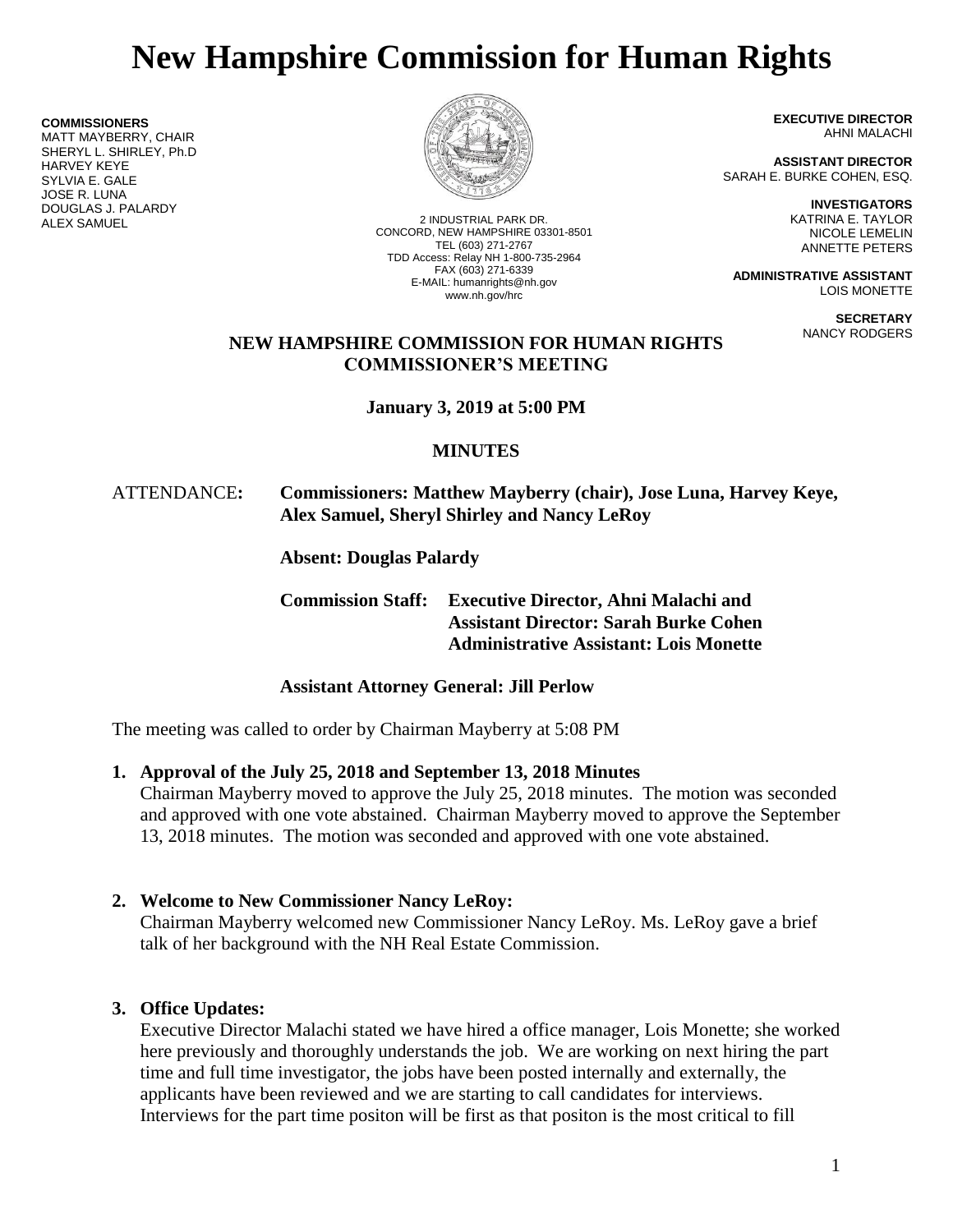# New Hampshire Commission for Human Rights

**COMMISSIONERS**
MATT MAYBERRY, CHAIR
SHERYL L. SHIRLEY, Ph.D
HARVEY KEYE
SYLVIA E. GALE
JOSE R. LUNA
DOUGLAS J. PALARDY
ALEX SAMUEL

2 INDUSTRIAL PARK DR.
CONCORD, NEW HAMPSHIRE 03301-8501
TEL (603) 271-2767
TDD Access: Relay NH 1-800-735-2964
FAX (603) 271-6339
E-MAIL: humanrights@nh.gov
www.nh.gov/hrc

**EXECUTIVE DIRECTOR**
AHNI MALACHI

**ASSISTANT DIRECTOR**
SARAH E. BURKE COHEN, ESQ.

**INVESTIGATORS**
KATRINA E. TAYLOR
NICOLE LEMELIN
ANNETTE PETERS

**ADMINISTRATIVE ASSISTANT**
LOIS MONETTE

**SECRETARY**
NANCY RODGERS

**NEW HAMPSHIRE COMMISSION FOR HUMAN RIGHTS**
**COMMISSIONER'S MEETING**

**January 3, 2019 at 5:00 PM**

**MINUTES**

ATTENDANCE: **Commissioners: Matthew Mayberry (chair), Jose Luna, Harvey Keye, Alex Samuel, Sheryl Shirley and Nancy LeRoy**

**Absent: Douglas Palardy**

**Commission Staff: Executive Director, Ahni Malachi and**
**Assistant Director: Sarah Burke Cohen**
**Administrative Assistant: Lois Monette**

**Assistant Attorney General: Jill Perlow**

The meeting was called to order by Chairman Mayberry at 5:08 PM

1. **Approval of the July 25, 2018 and September 13, 2018 Minutes**
   Chairman Mayberry moved to approve the July 25, 2018 minutes. The motion was seconded and approved with one vote abstained. Chairman Mayberry moved to approve the September 13, 2018 minutes. The motion was seconded and approved with one vote abstained.

2. **Welcome to New Commissioner Nancy LeRoy:**
   Chairman Mayberry welcomed new Commissioner Nancy LeRoy. Ms. LeRoy gave a brief talk of her background with the NH Real Estate Commission.

3. **Office Updates:**
   Executive Director Malachi stated we have hired a office manager, Lois Monette; she worked here previously and thoroughly understands the job. We are working on next hiring the part time and full time investigator, the jobs have been posted internally and externally, the applicants have been reviewed and we are starting to call candidates for interviews. Interviews for the part time positon will be first as that positon is the most critical to fill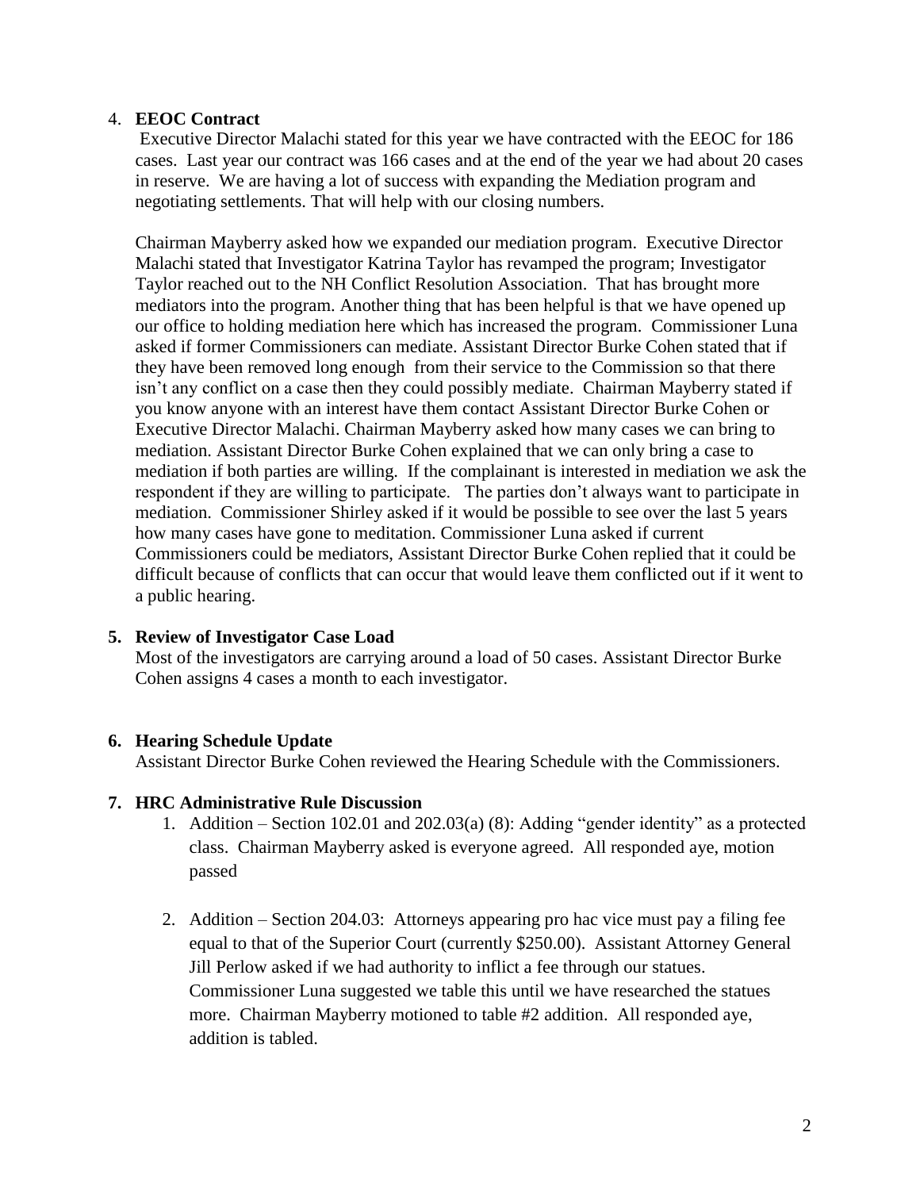4. **EEOC Contract**

   Executive Director Malachi stated for this year we have contracted with the EEOC for 186 cases. Last year our contract was 166 cases and at the end of the year we had about 20 cases in reserve. We are having a lot of success with expanding the Mediation program and negotiating settlements. That will help with our closing numbers.

   Chairman Mayberry asked how we expanded our mediation program. Executive Director Malachi stated that Investigator Katrina Taylor has revamped the program; Investigator Taylor reached out to the NH Conflict Resolution Association. That has brought more mediators into the program. Another thing that has been helpful is that we have opened up our office to holding mediation here which has increased the program. Commissioner Luna asked if former Commissioners can mediate. Assistant Director Burke Cohen stated that if they have been removed long enough from their service to the Commission so that there isn't any conflict on a case then they could possibly mediate. Chairman Mayberry stated if you know anyone with an interest have them contact Assistant Director Burke Cohen or Executive Director Malachi. Chairman Mayberry asked how many cases we can bring to mediation. Assistant Director Burke Cohen explained that we can only bring a case to mediation if both parties are willing. If the complainant is interested in mediation we ask the respondent if they are willing to participate. The parties don't always want to participate in mediation. Commissioner Shirley asked if it would be possible to see over the last 5 years how many cases have gone to meditation. Commissioner Luna asked if current Commissioners could be mediators, Assistant Director Burke Cohen replied that it could be difficult because of conflicts that can occur that would leave them conflicted out if it went to a public hearing.

5. **Review of Investigator Case Load**

   Most of the investigators are carrying around a load of 50 cases. Assistant Director Burke Cohen assigns 4 cases a month to each investigator.

6. **Hearing Schedule Update**

   Assistant Director Burke Cohen reviewed the Hearing Schedule with the Commissioners.

7. **HRC Administrative Rule Discussion**

   1. Addition – Section 102.01 and 202.03(a) (8): Adding "gender identity" as a protected class. Chairman Mayberry asked is everyone agreed. All responded aye, motion passed

   2. Addition – Section 204.03: Attorneys appearing pro hac vice must pay a filing fee equal to that of the Superior Court (currently $250.00). Assistant Attorney General Jill Perlow asked if we had authority to inflict a fee through our statues. Commissioner Luna suggested we table this until we have researched the statues more. Chairman Mayberry motioned to table #2 addition. All responded aye, addition is tabled.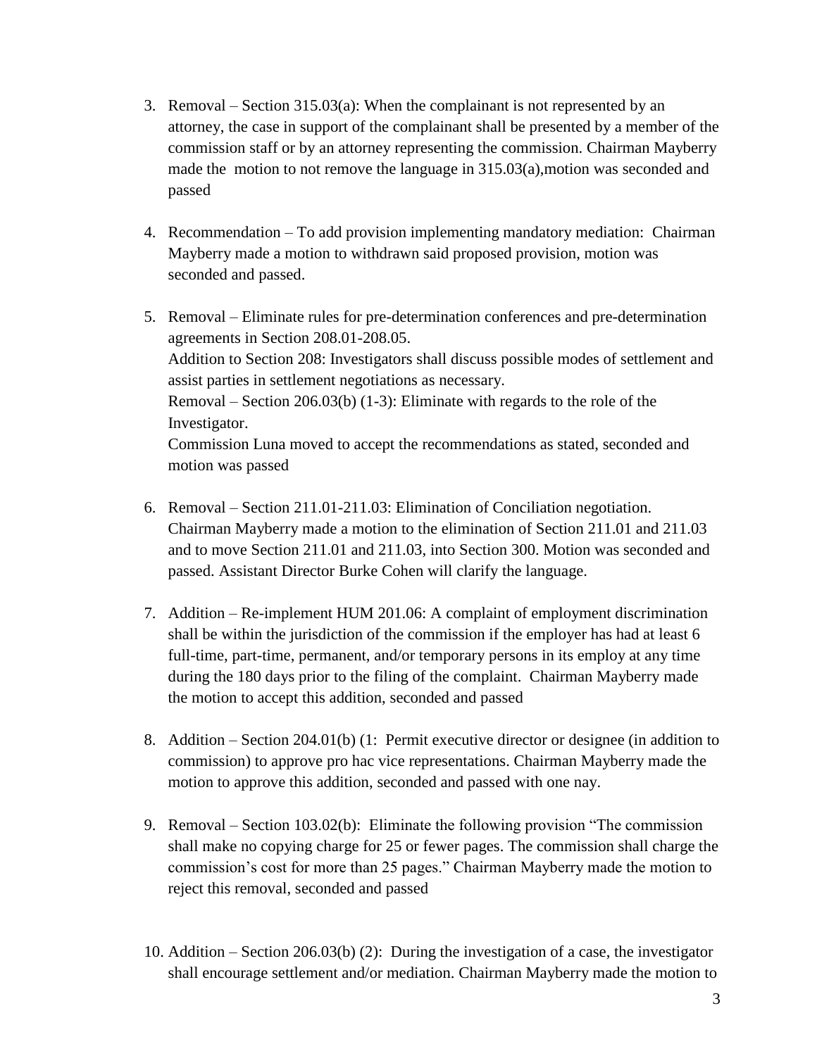3. Removal – Section 315.03(a): When the complainant is not represented by an attorney, the case in support of the complainant shall be presented by a member of the commission staff or by an attorney representing the commission. Chairman Mayberry made the motion to not remove the language in 315.03(a),motion was seconded and passed

4. Recommendation – To add provision implementing mandatory mediation: Chairman Mayberry made a motion to withdrawn said proposed provision, motion was seconded and passed.

5. Removal – Eliminate rules for pre-determination conferences and pre-determination agreements in Section 208.01-208.05.
   Addition to Section 208: Investigators shall discuss possible modes of settlement and assist parties in settlement negotiations as necessary.
   Removal – Section 206.03(b) (1-3): Eliminate with regards to the role of the Investigator.
   Commission Luna moved to accept the recommendations as stated, seconded and motion was passed

6. Removal – Section 211.01-211.03: Elimination of Conciliation negotiation. Chairman Mayberry made a motion to the elimination of Section 211.01 and 211.03 and to move Section 211.01 and 211.03, into Section 300. Motion was seconded and passed. Assistant Director Burke Cohen will clarify the language.

7. Addition – Re-implement HUM 201.06: A complaint of employment discrimination shall be within the jurisdiction of the commission if the employer has had at least 6 full-time, part-time, permanent, and/or temporary persons in its employ at any time during the 180 days prior to the filing of the complaint. Chairman Mayberry made the motion to accept this addition, seconded and passed

8. Addition – Section 204.01(b) (1: Permit executive director or designee (in addition to commission) to approve pro hac vice representations. Chairman Mayberry made the motion to approve this addition, seconded and passed with one nay.

9. Removal – Section 103.02(b): Eliminate the following provision "The commission shall make no copying charge for 25 or fewer pages. The commission shall charge the commission's cost for more than 25 pages." Chairman Mayberry made the motion to reject this removal, seconded and passed

10. Addition – Section 206.03(b) (2): During the investigation of a case, the investigator shall encourage settlement and/or mediation. Chairman Mayberry made the motion to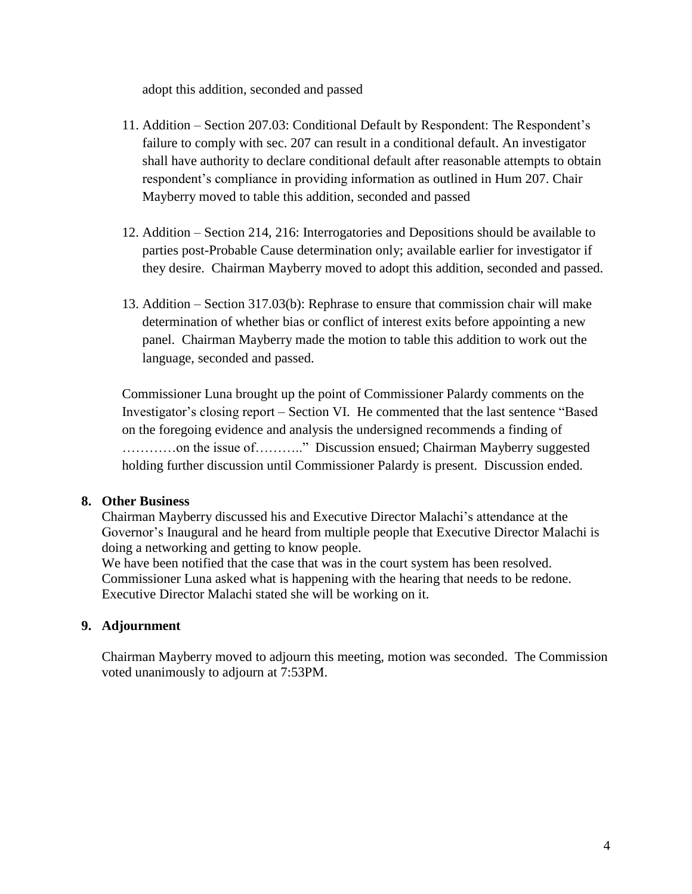adopt this addition, seconded and passed

11. Addition – Section 207.03: Conditional Default by Respondent: The Respondent's failure to comply with sec. 207 can result in a conditional default. An investigator shall have authority to declare conditional default after reasonable attempts to obtain respondent's compliance in providing information as outlined in Hum 207. Chair Mayberry moved to table this addition, seconded and passed

12. Addition – Section 214, 216: Interrogatories and Depositions should be available to parties post-Probable Cause determination only; available earlier for investigator if they desire. Chairman Mayberry moved to adopt this addition, seconded and passed.

13. Addition – Section 317.03(b): Rephrase to ensure that commission chair will make determination of whether bias or conflict of interest exits before appointing a new panel. Chairman Mayberry made the motion to table this addition to work out the language, seconded and passed.

Commissioner Luna brought up the point of Commissioner Palardy comments on the Investigator's closing report – Section VI. He commented that the last sentence "Based on the foregoing evidence and analysis the undersigned recommends a finding of …………on the issue of……….." Discussion ensued; Chairman Mayberry suggested holding further discussion until Commissioner Palardy is present. Discussion ended.

**8. Other Business**

Chairman Mayberry discussed his and Executive Director Malachi's attendance at the Governor's Inaugural and he heard from multiple people that Executive Director Malachi is doing a networking and getting to know people.
We have been notified that the case that was in the court system has been resolved. Commissioner Luna asked what is happening with the hearing that needs to be redone. Executive Director Malachi stated she will be working on it.

**9. Adjournment**

Chairman Mayberry moved to adjourn this meeting, motion was seconded. The Commission voted unanimously to adjourn at 7:53PM.